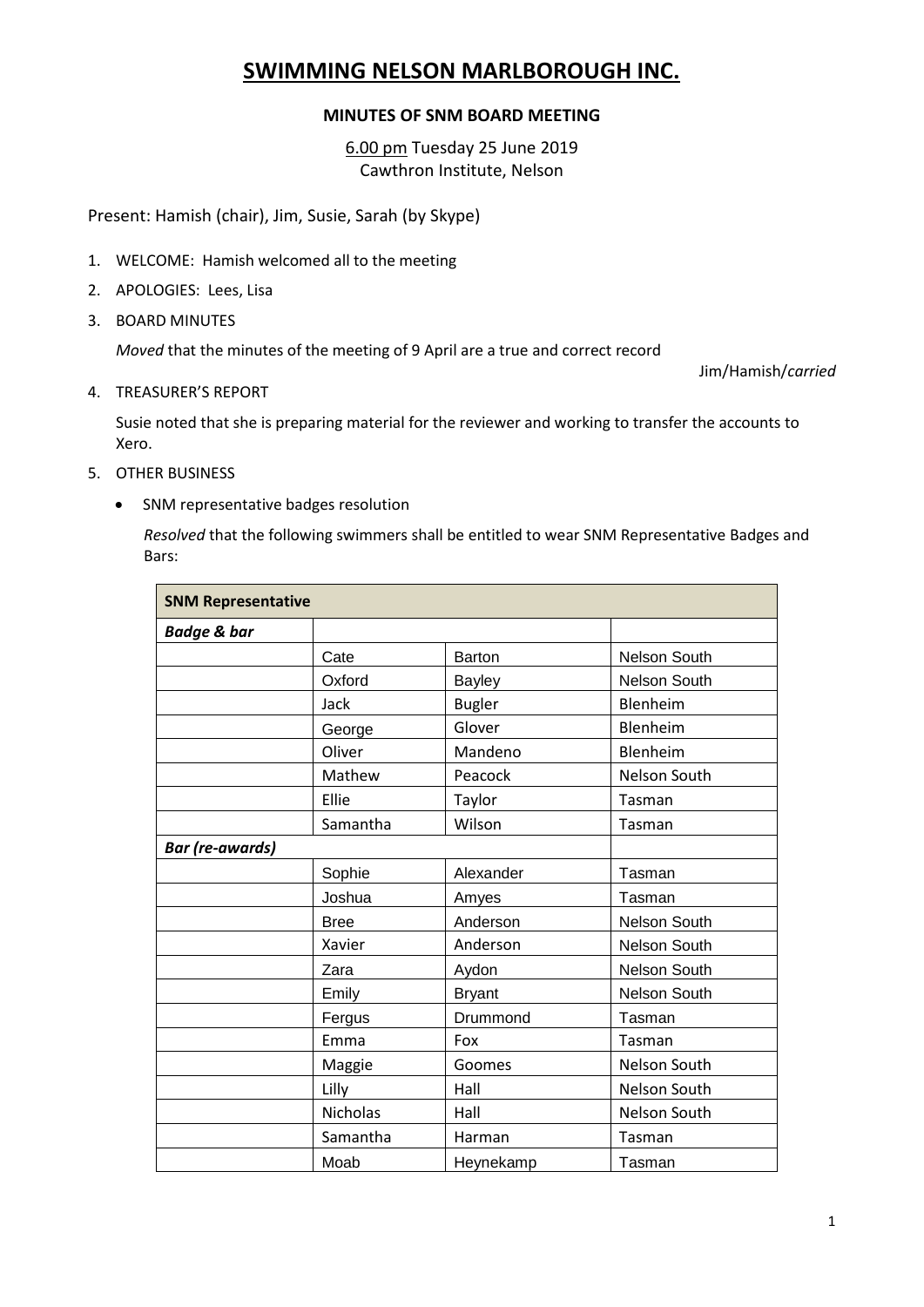# SWIMMING NELSON MARLBOROUGH INC.

**MINUTES OF SNM BOARD MEETING**

6.00 pm Tuesday 25 June 2019
Cawthron Institute, Nelson

Present: Hamish (chair), Jim, Susie, Sarah (by Skype)

1. WELCOME: Hamish welcomed all to the meeting
2. APOLOGIES: Lees, Lisa
3. BOARD MINUTES

   *Moved* that the minutes of the meeting of 9 April are a true and correct record

   Jim/Hamish/*carried*

4. TREASURER'S REPORT

   Susie noted that she is preparing material for the reviewer and working to transfer the accounts to Xero.

5. OTHER BUSINESS

   - SNM representative badges resolution

     *Resolved* that the following swimmers shall be entitled to wear SNM Representative Badges and Bars:

| **SNM Representative** | | | |
|---|---|---|---|
| ***Badge & bar*** | | | |
| | Cate | Barton | Nelson South |
| | Oxford | Bayley | Nelson South |
| | Jack | Bugler | Blenheim |
| | George | Glover | Blenheim |
| | Oliver | Mandeno | Blenheim |
| | Mathew | Peacock | Nelson South |
| | Ellie | Taylor | Tasman |
| | Samantha | Wilson | Tasman |
| ***Bar (re-awards)*** | | | |
| | Sophie | Alexander | Tasman |
| | Joshua | Amyes | Tasman |
| | Bree | Anderson | Nelson South |
| | Xavier | Anderson | Nelson South |
| | Zara | Aydon | Nelson South |
| | Emily | Bryant | Nelson South |
| | Fergus | Drummond | Tasman |
| | Emma | Fox | Tasman |
| | Maggie | Goomes | Nelson South |
| | Lilly | Hall | Nelson South |
| | Nicholas | Hall | Nelson South |
| | Samantha | Harman | Tasman |
| | Moab | Heynekamp | Tasman |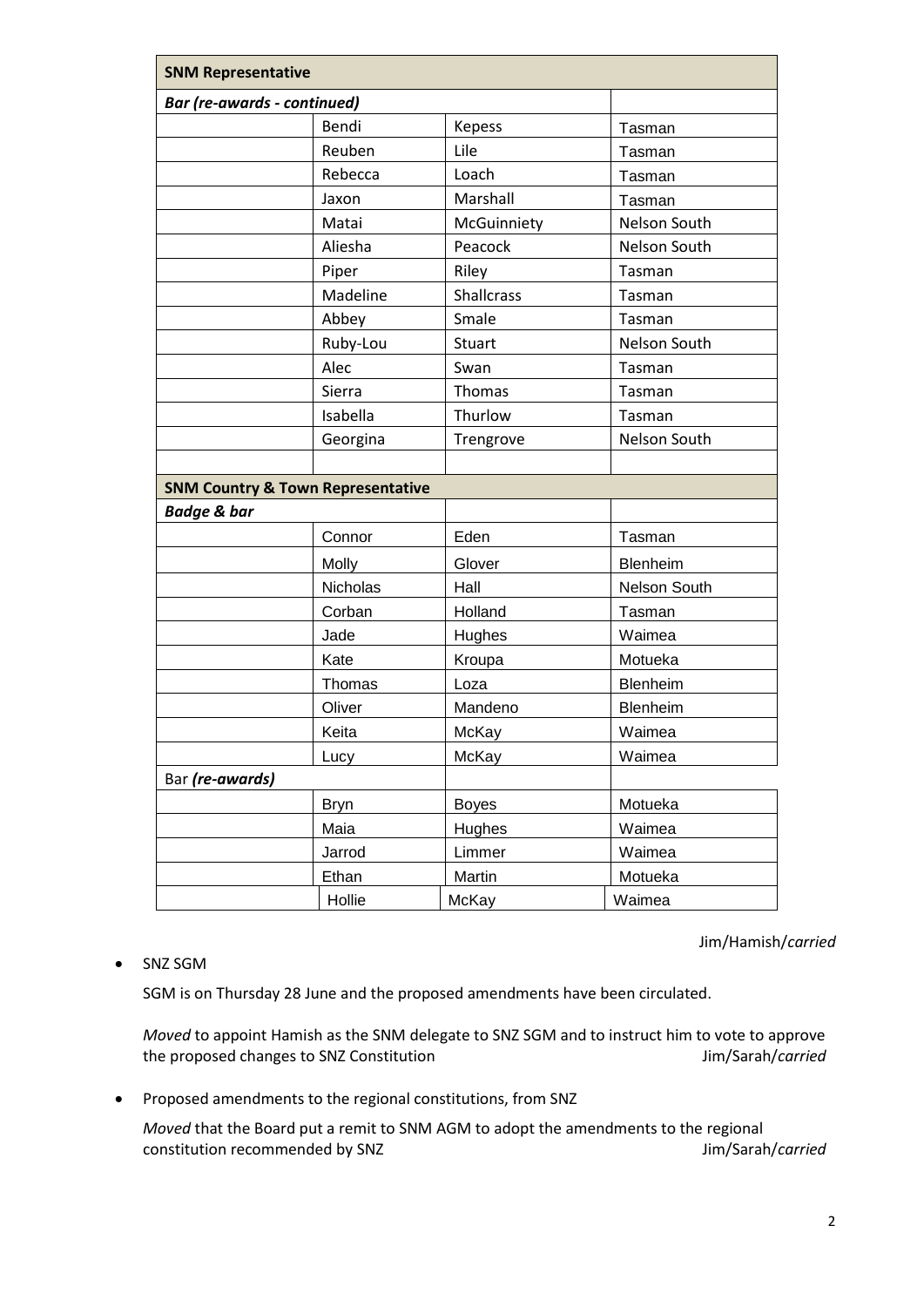| SNM Representative | | | |
|---|---|---|---|
| ***Bar (re-awards - continued)*** | | | |
| | Bendi | Kepess | Tasman |
| | Reuben | Lile | Tasman |
| | Rebecca | Loach | Tasman |
| | Jaxon | Marshall | Tasman |
| | Matai | McGuinniety | Nelson South |
| | Aliesha | Peacock | Nelson South |
| | Piper | Riley | Tasman |
| | Madeline | Shallcrass | Tasman |
| | Abbey | Smale | Tasman |
| | Ruby-Lou | Stuart | Nelson South |
| | Alec | Swan | Tasman |
| | Sierra | Thomas | Tasman |
| | Isabella | Thurlow | Tasman |
| | Georgina | Trengrove | Nelson South |
| | | | |
| **SNM Country & Town Representative** | | | |
| ***Badge & bar*** | | | |
| | Connor | Eden | Tasman |
| | Molly | Glover | Blenheim |
| | Nicholas | Hall | Nelson South |
| | Corban | Holland | Tasman |
| | Jade | Hughes | Waimea |
| | Kate | Kroupa | Motueka |
| | Thomas | Loza | Blenheim |
| | Oliver | Mandeno | Blenheim |
| | Keita | McKay | Waimea |
| | Lucy | McKay | Waimea |
| Bar ***(re-awards)*** | | | |
| | Bryn | Boyes | Motueka |
| | Maia | Hughes | Waimea |
| | Jarrod | Limmer | Waimea |
| | Ethan | Martin | Motueka |
| | Hollie | McKay | Waimea |

Jim/Hamish/*carried*

- SNZ SGM

  SGM is on Thursday 28 June and the proposed amendments have been circulated.

  *Moved* to appoint Hamish as the SNM delegate to SNZ SGM and to instruct him to vote to approve the proposed changes to SNZ Constitution Jim/Sarah/*carried*

- Proposed amendments to the regional constitutions, from SNZ

  *Moved* that the Board put a remit to SNM AGM to adopt the amendments to the regional constitution recommended by SNZ Jim/Sarah/*carried*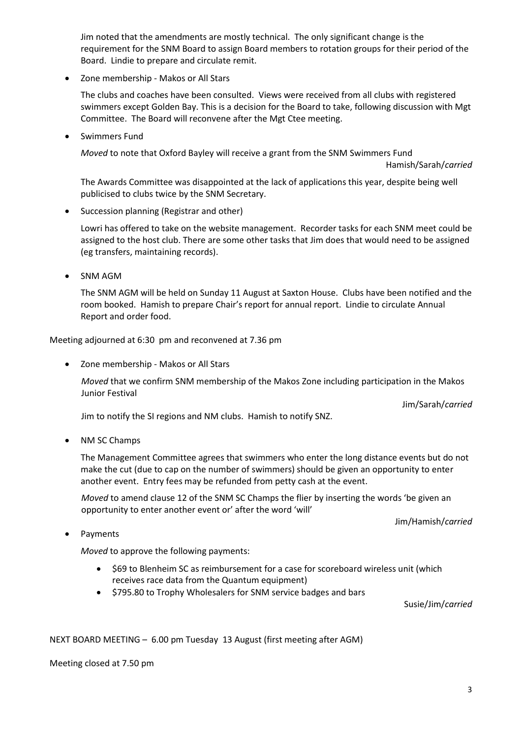Jim noted that the amendments are mostly technical. The only significant change is the requirement for the SNM Board to assign Board members to rotation groups for their period of the Board. Lindie to prepare and circulate remit.

- Zone membership - Makos or All Stars

  The clubs and coaches have been consulted. Views were received from all clubs with registered swimmers except Golden Bay. This is a decision for the Board to take, following discussion with Mgt Committee. The Board will reconvene after the Mgt Ctee meeting.

- Swimmers Fund

  *Moved* to note that Oxford Bayley will receive a grant from the SNM Swimmers Fund

  Hamish/Sarah/*carried*

  The Awards Committee was disappointed at the lack of applications this year, despite being well publicised to clubs twice by the SNM Secretary.

- Succession planning (Registrar and other)

  Lowri has offered to take on the website management. Recorder tasks for each SNM meet could be assigned to the host club. There are some other tasks that Jim does that would need to be assigned (eg transfers, maintaining records).

- SNM AGM

  The SNM AGM will be held on Sunday 11 August at Saxton House. Clubs have been notified and the room booked. Hamish to prepare Chair's report for annual report. Lindie to circulate Annual Report and order food.

Meeting adjourned at 6:30 pm and reconvened at 7.36 pm

- Zone membership - Makos or All Stars

  *Moved* that we confirm SNM membership of the Makos Zone including participation in the Makos Junior Festival

  Jim/Sarah/*carried*

  Jim to notify the SI regions and NM clubs. Hamish to notify SNZ.

- NM SC Champs

  The Management Committee agrees that swimmers who enter the long distance events but do not make the cut (due to cap on the number of swimmers) should be given an opportunity to enter another event. Entry fees may be refunded from petty cash at the event.

  *Moved* to amend clause 12 of the SNM SC Champs the flier by inserting the words 'be given an opportunity to enter another event or' after the word 'will'

  Jim/Hamish/*carried*

- Payments

  *Moved* to approve the following payments:

  - $69 to Blenheim SC as reimbursement for a case for scoreboard wireless unit (which receives race data from the Quantum equipment)
  - $795.80 to Trophy Wholesalers for SNM service badges and bars

  Susie/Jim/*carried*

NEXT BOARD MEETING – 6.00 pm Tuesday 13 August (first meeting after AGM)

Meeting closed at 7.50 pm